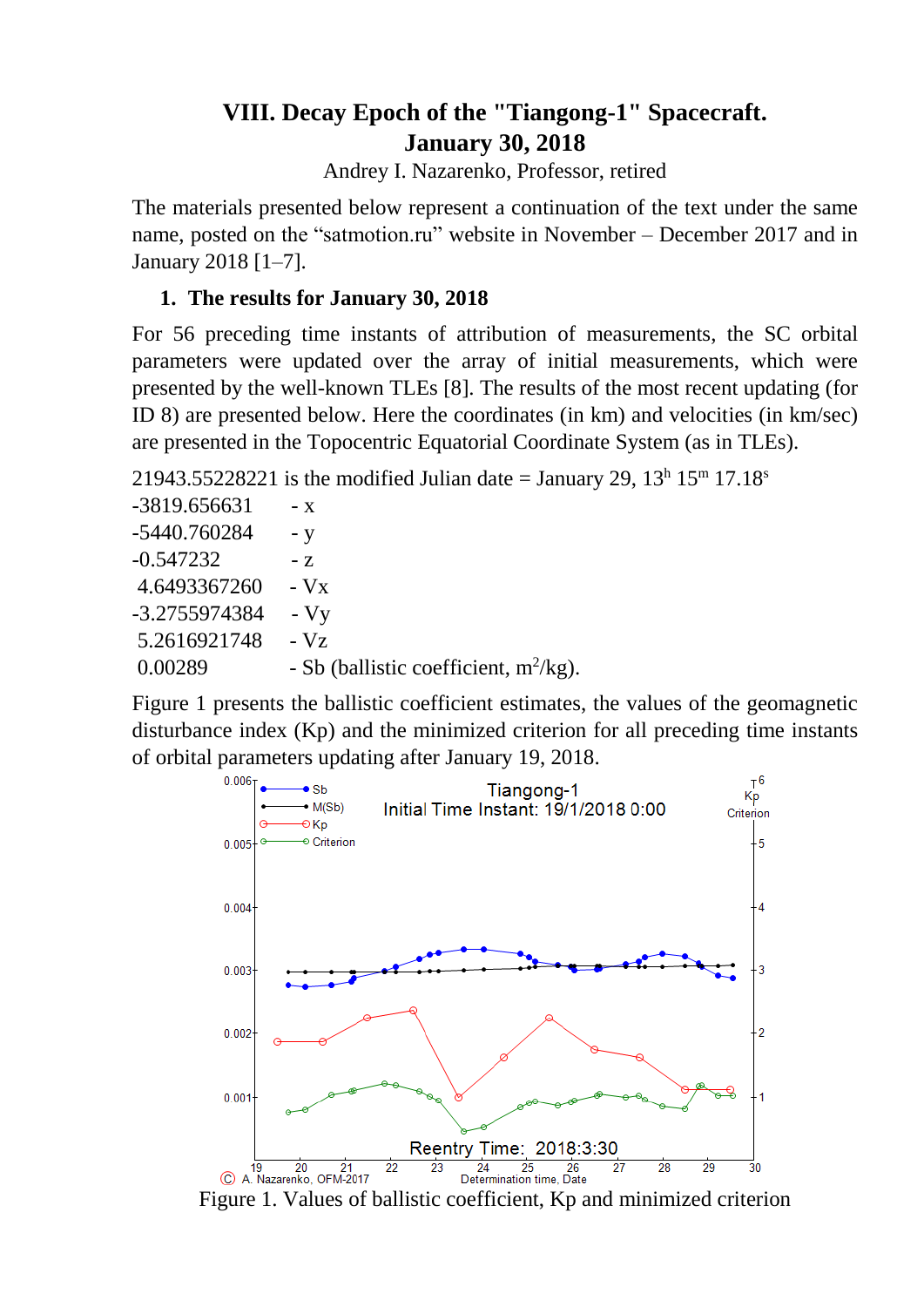# VIII. Decay Epoch of the "Tiangong-1" Spacecraft. January 30, 2018

Andrey I. Nazarenko, Professor, retired

The materials presented below represent a continuation of the text under the same name, posted on the “satmotion.ru” website in November – December 2017 and in January 2018 [1–7].

## 1. The results for January 30, 2018

For 56 preceding time instants of attribution of measurements, the SC orbital parameters were updated over the array of initial measurements, which were presented by the well-known TLEs [8]. The results of the most recent updating (for ID 8) are presented below. Here the coordinates (in km) and velocities (in km/sec) are presented in the Topocentric Equatorial Coordinate System (as in TLEs).

21943.55228221 is the modified Julian date = January 29, $13^h\ 15^m\ 17.18^s$

| | |
|---|---|
| -3819.656631 | - x |
| -5440.760284 | - y |
| -0.547232 | - z |
| 4.6493367260 | - Vx |
| -3.2755974384 | - Vy |
| 5.2616921748 | - Vz |
| 0.00289 | - Sb (ballistic coefficient, $m^2$/kg). |

Figure 1 presents the ballistic coefficient estimates, the values of the geomagnetic disturbance index (Kp) and the minimized criterion for all preceding time instants of orbital parameters updating after January 19, 2018.

Figure 1. Values of ballistic coefficient, Kp and minimized criterion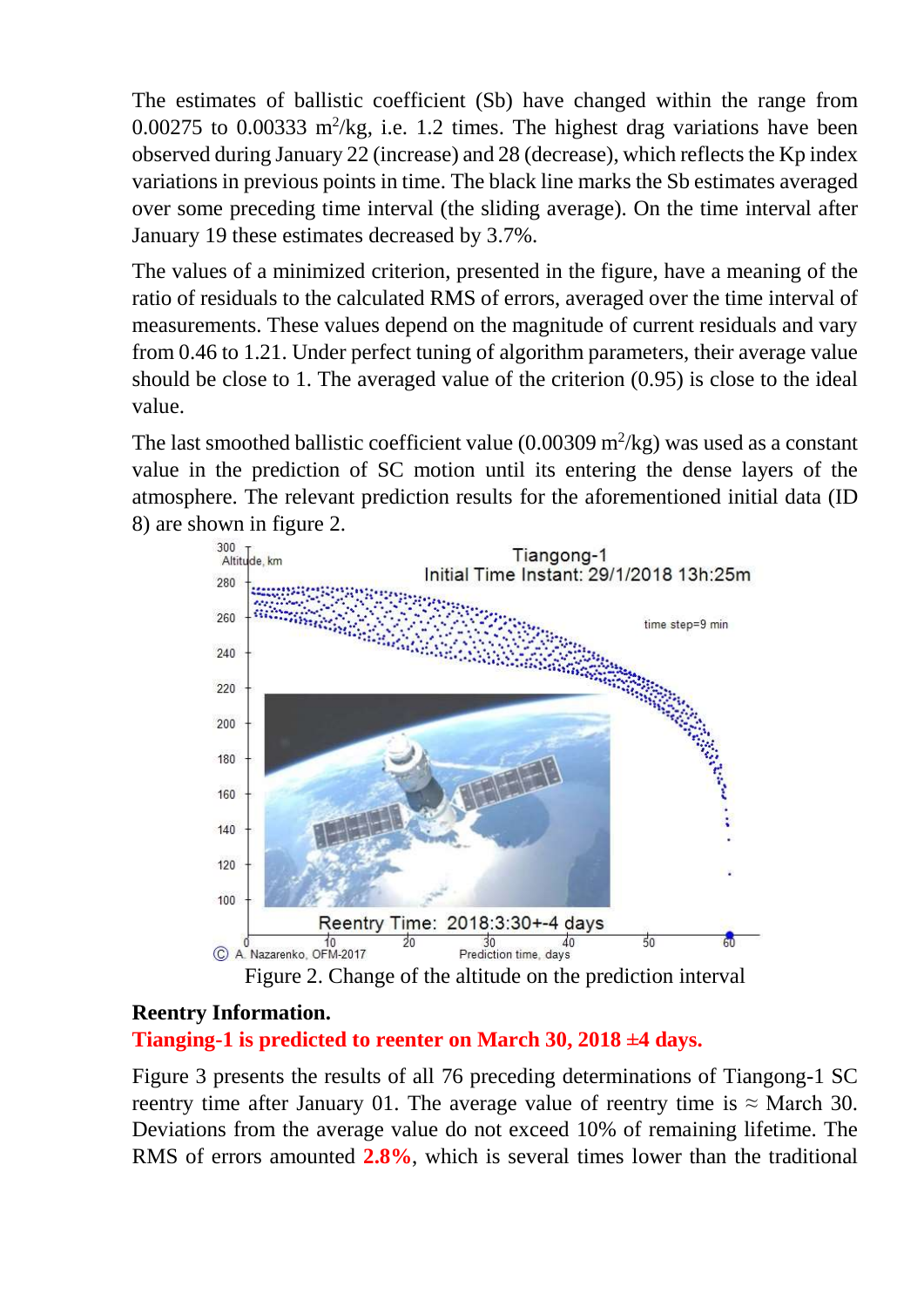The estimates of ballistic coefficient (Sb) have changed within the range from 0.00275 to 0.00333 $m^2$/kg, i.e. 1.2 times. The highest drag variations have been observed during January 22 (increase) and 28 (decrease), which reflects the Kp index variations in previous points in time. The black line marks the Sb estimates averaged over some preceding time interval (the sliding average). On the time interval after January 19 these estimates decreased by 3.7%.

The values of a minimized criterion, presented in the figure, have a meaning of the ratio of residuals to the calculated RMS of errors, averaged over the time interval of measurements. These values depend on the magnitude of current residuals and vary from 0.46 to 1.21. Under perfect tuning of algorithm parameters, their average value should be close to 1. The averaged value of the criterion (0.95) is close to the ideal value.

The last smoothed ballistic coefficient value (0.00309 $m^2$/kg) was used as a constant value in the prediction of SC motion until its entering the dense layers of the atmosphere. The relevant prediction results for the aforementioned initial data (ID 8) are shown in figure 2.

Figure 2. Change of the altitude on the prediction interval

**Reentry Information.**

**Tianging-1 is predicted to reenter on March 30, 2018 ±4 days.**

Figure 3 presents the results of all 76 preceding determinations of Tiangong-1 SC reentry time after January 01. The average value of reentry time is ≈ March 30. Deviations from the average value do not exceed 10% of remaining lifetime. The RMS of errors amounted **2.8%**, which is several times lower than the traditional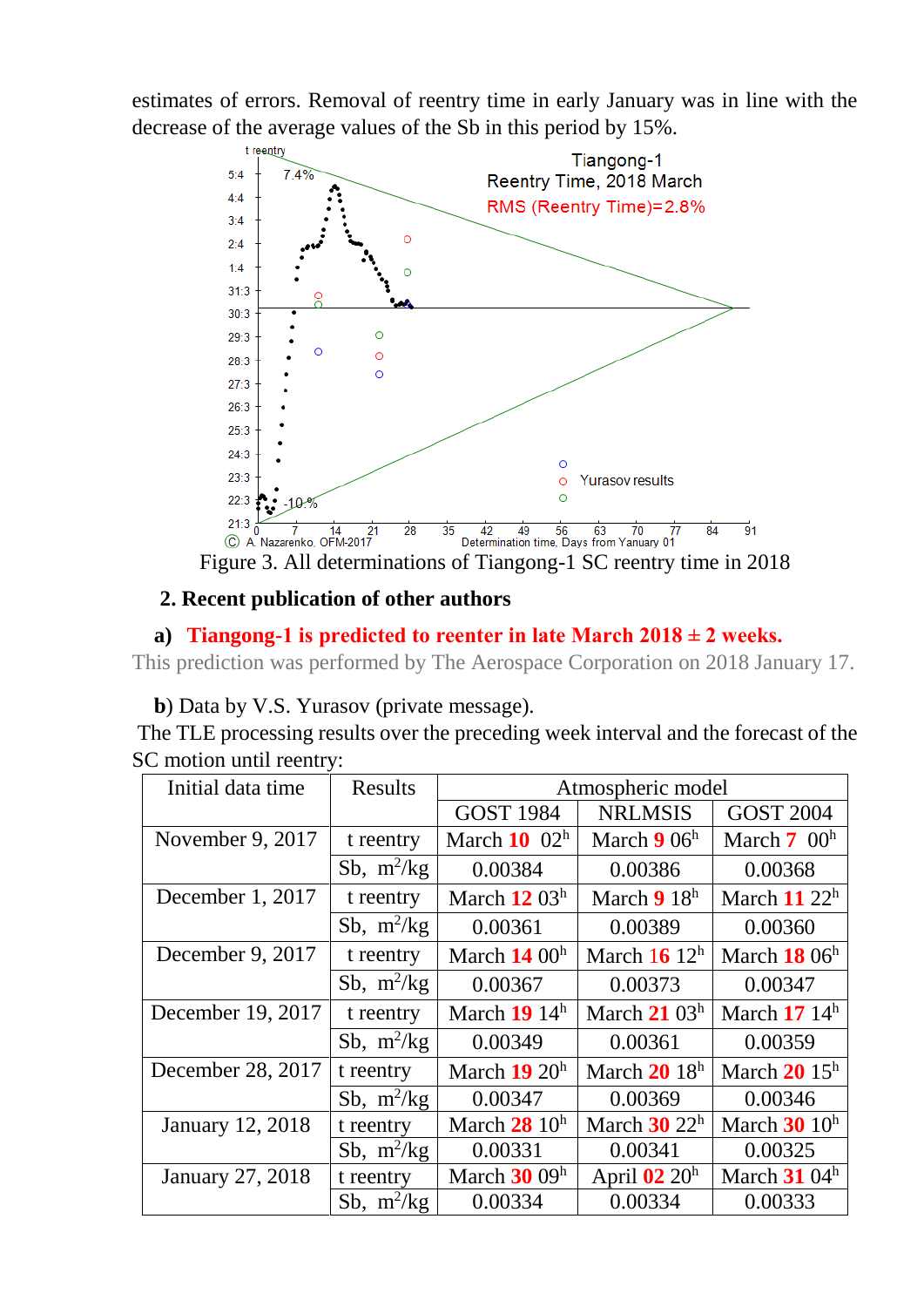estimates of errors. Removal of reentry time in early January was in line with the decrease of the average values of the Sb in this period by 15%.

Figure 3. All determinations of Tiangong-1 SC reentry time in 2018

## 2. Recent publication of other authors

**a) Tiangong-1 is predicted to reenter in late March 2018 ± 2 weeks.**

This prediction was performed by The Aerospace Corporation on 2018 January 17.

**b**) Data by V.S. Yurasov (private message).

The TLE processing results over the preceding week interval and the forecast of the SC motion until reentry:

| Initial data time | Results | Atmospheric model | | |
|---|---|---|---|---|
| | | GOST 1984 | NRLMSIS | GOST 2004 |
| November 9, 2017 | t reentry | March **10** $02^h$ | March **9** $06^h$ | March **7** $00^h$ |
| | Sb, $m^2/kg$ | 0.00384 | 0.00386 | 0.00368 |
| December 1, 2017 | t reentry | March **12** $03^h$ | March **9** $18^h$ | March **11** $22^h$ |
| | Sb, $m^2/kg$ | 0.00361 | 0.00389 | 0.00360 |
| December 9, 2017 | t reentry | March **14** $00^h$ | March **16** $12^h$ | March **18** $06^h$ |
| | Sb, $m^2/kg$ | 0.00367 | 0.00373 | 0.00347 |
| December 19, 2017 | t reentry | March **19** $14^h$ | March **21** $03^h$ | March **17** $14^h$ |
| | Sb, $m^2/kg$ | 0.00349 | 0.00361 | 0.00359 |
| December 28, 2017 | t reentry | March **19** $20^h$ | March **20** $18^h$ | March **20** $15^h$ |
| | Sb, $m^2/kg$ | 0.00347 | 0.00369 | 0.00346 |
| January 12, 2018 | t reentry | March **28** $10^h$ | March **30** $22^h$ | March **30** $10^h$ |
| | Sb, $m^2/kg$ | 0.00331 | 0.00341 | 0.00325 |
| January 27, 2018 | t reentry | March **30** $09^h$ | April **02** $20^h$ | March **31** $04^h$ |
| | Sb, $m^2/kg$ | 0.00334 | 0.00334 | 0.00333 |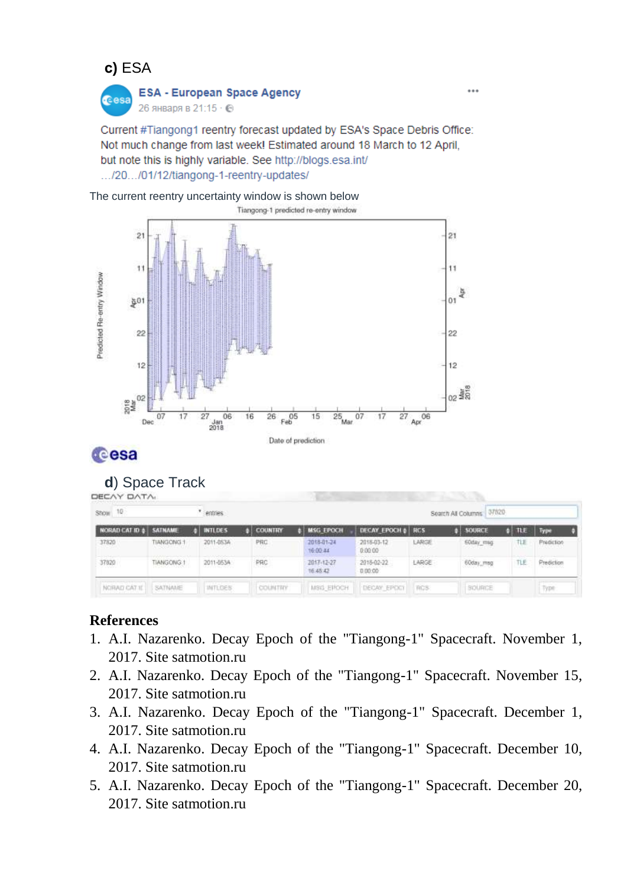**c)** ESA

**ESA - European Space Agency**
26 января в 21:15

Current #Tiangong1 reentry forecast updated by ESA's Space Debris Office: Not much change from last week! Estimated around 18 March to 12 April, but note this is highly variable. See http://blogs.esa.int/ …/20…/01/12/tiangong-1-reentry-updates/

The current reentry uncertainty window is shown below

Tiangong-1 predicted re-entry window

Predicted Re-entry Window

Date of prediction

esa

**d)** Space Track

DECAY DATA

Show 10 entries

Search All Columns: 37820

| NORAD CAT ID | SATNAME | INTLDES | COUNTRY | MSG_EPOCH | DECAY_EPOCH | RCS | SOURCE | TLE | Type |
|---|---|---|---|---|---|---|---|---|---|
| 37820 | TIANGONG 1 | 2011-053A | PRC | 2018-01-24 16:00:44 | 2018-03-12 0:00:00 | LARGE | 60day_msg | TLE | Prediction |
| 37820 | TIANGONG 1 | 2011-053A | PRC | 2017-12-27 16:48:42 | 2018-02-22 0:00:00 | LARGE | 60day_msg | TLE | Prediction |

## References

1. A.I. Nazarenko. Decay Epoch of the "Tiangong-1" Spacecraft. November 1, 2017. Site satmotion.ru
2. A.I. Nazarenko. Decay Epoch of the "Tiangong-1" Spacecraft. November 15, 2017. Site satmotion.ru
3. A.I. Nazarenko. Decay Epoch of the "Tiangong-1" Spacecraft. December 1, 2017. Site satmotion.ru
4. A.I. Nazarenko. Decay Epoch of the "Tiangong-1" Spacecraft. December 10, 2017. Site satmotion.ru
5. A.I. Nazarenko. Decay Epoch of the "Tiangong-1" Spacecraft. December 20, 2017. Site satmotion.ru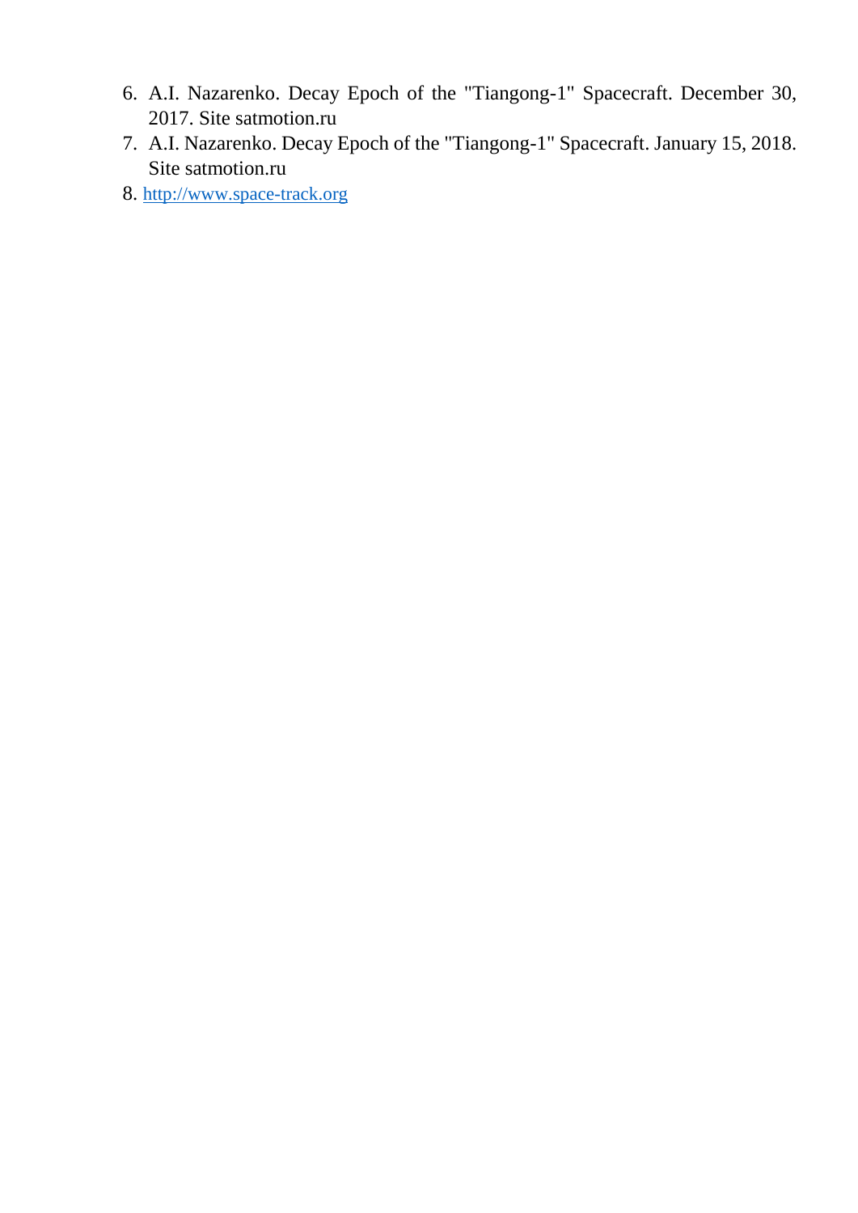6. A.I. Nazarenko. Decay Epoch of the "Tiangong-1" Spacecraft. December 30, 2017. Site satmotion.ru
7. A.I. Nazarenko. Decay Epoch of the "Tiangong-1" Spacecraft. January 15, 2018. Site satmotion.ru
8. http://www.space-track.org